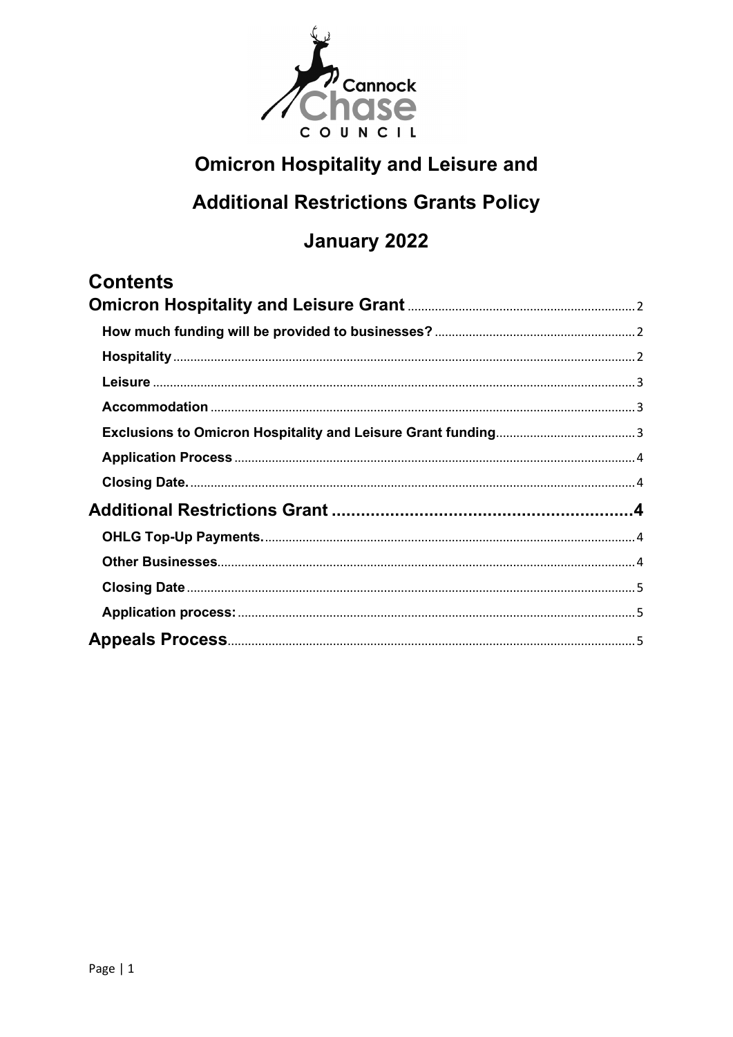# Omicron Hospitality and Leisure and

# Additional Restrictions Grants Policy

# January 2022

## Contents

- Omicron Hospitality and Leisure Grant .......... 2
  - How much funding will be provided to businesses? .......... 2
  - Hospitality .......... 2
  - Leisure .......... 3
  - Accommodation .......... 3
  - Exclusions to Omicron Hospitality and Leisure Grant funding .......... 3
  - Application Process .......... 4
  - Closing Date. .......... 4
- Additional Restrictions Grant .......... 4
  - OHLG Top-Up Payments. .......... 4
  - Other Businesses .......... 4
  - Closing Date .......... 5
  - Application process: .......... 5
- Appeals Process .......... 5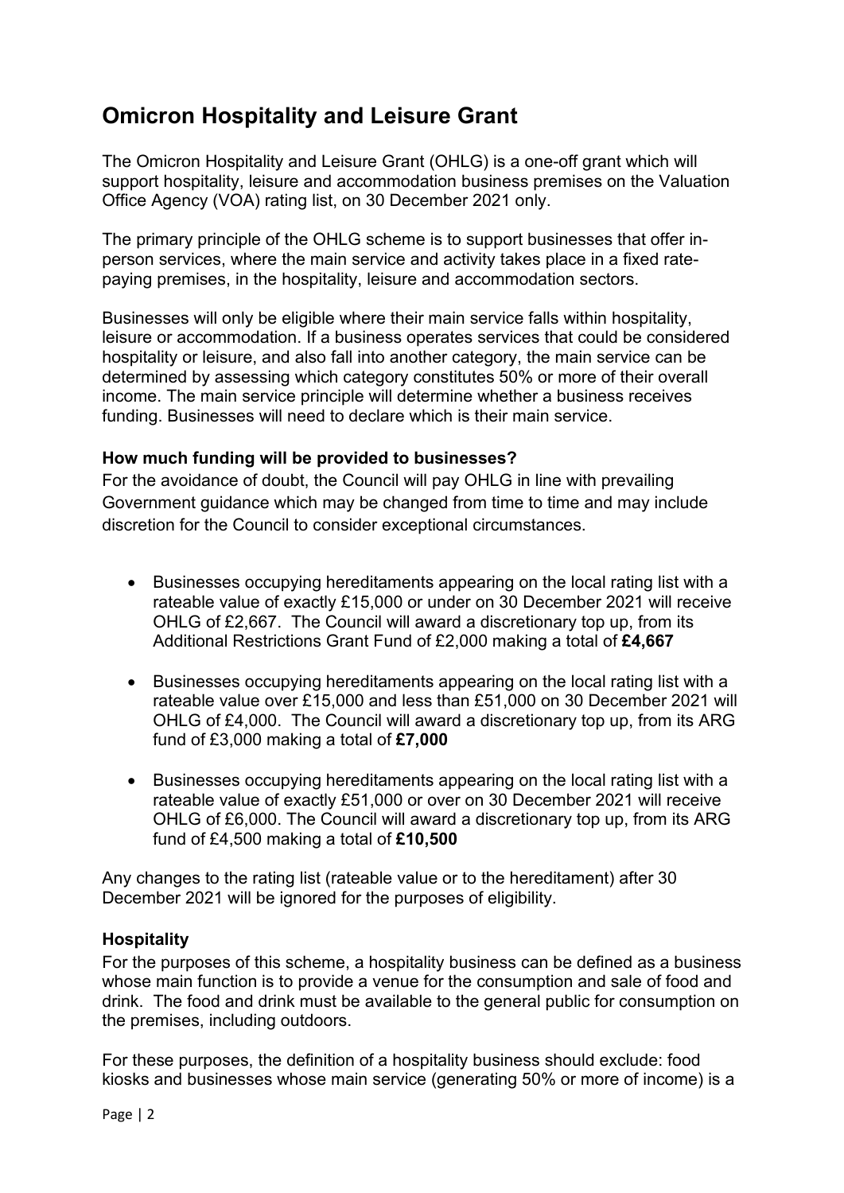# Omicron Hospitality and Leisure Grant

The Omicron Hospitality and Leisure Grant (OHLG) is a one-off grant which will support hospitality, leisure and accommodation business premises on the Valuation Office Agency (VOA) rating list, on 30 December 2021 only.

The primary principle of the OHLG scheme is to support businesses that offer in-person services, where the main service and activity takes place in a fixed rate-paying premises, in the hospitality, leisure and accommodation sectors.

Businesses will only be eligible where their main service falls within hospitality, leisure or accommodation. If a business operates services that could be considered hospitality or leisure, and also fall into another category, the main service can be determined by assessing which category constitutes 50% or more of their overall income. The main service principle will determine whether a business receives funding. Businesses will need to declare which is their main service.

### How much funding will be provided to businesses?

For the avoidance of doubt, the Council will pay OHLG in line with prevailing Government guidance which may be changed from time to time and may include discretion for the Council to consider exceptional circumstances.

- Businesses occupying hereditaments appearing on the local rating list with a rateable value of exactly £15,000 or under on 30 December 2021 will receive OHLG of £2,667. The Council will award a discretionary top up, from its Additional Restrictions Grant Fund of £2,000 making a total of **£4,667**
- Businesses occupying hereditaments appearing on the local rating list with a rateable value over £15,000 and less than £51,000 on 30 December 2021 will OHLG of £4,000. The Council will award a discretionary top up, from its ARG fund of £3,000 making a total of **£7,000**
- Businesses occupying hereditaments appearing on the local rating list with a rateable value of exactly £51,000 or over on 30 December 2021 will receive OHLG of £6,000. The Council will award a discretionary top up, from its ARG fund of £4,500 making a total of **£10,500**

Any changes to the rating list (rateable value or to the hereditament) after 30 December 2021 will be ignored for the purposes of eligibility.

### Hospitality

For the purposes of this scheme, a hospitality business can be defined as a business whose main function is to provide a venue for the consumption and sale of food and drink. The food and drink must be available to the general public for consumption on the premises, including outdoors.

For these purposes, the definition of a hospitality business should exclude: food kiosks and businesses whose main service (generating 50% or more of income) is a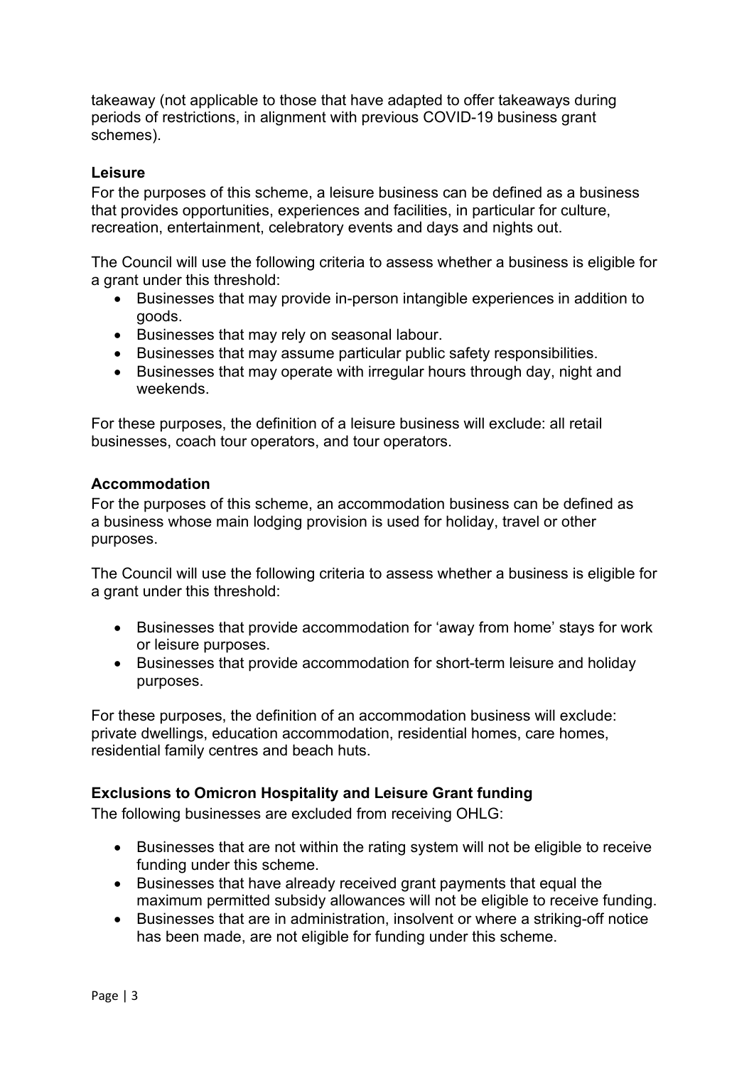takeaway (not applicable to those that have adapted to offer takeaways during periods of restrictions, in alignment with previous COVID-19 business grant schemes).

**Leisure**

For the purposes of this scheme, a leisure business can be defined as a business that provides opportunities, experiences and facilities, in particular for culture, recreation, entertainment, celebratory events and days and nights out.

The Council will use the following criteria to assess whether a business is eligible for a grant under this threshold:

- Businesses that may provide in-person intangible experiences in addition to goods.
- Businesses that may rely on seasonal labour.
- Businesses that may assume particular public safety responsibilities.
- Businesses that may operate with irregular hours through day, night and weekends.

For these purposes, the definition of a leisure business will exclude: all retail businesses, coach tour operators, and tour operators.

**Accommodation**

For the purposes of this scheme, an accommodation business can be defined as a business whose main lodging provision is used for holiday, travel or other purposes.

The Council will use the following criteria to assess whether a business is eligible for a grant under this threshold:

- Businesses that provide accommodation for 'away from home' stays for work or leisure purposes.
- Businesses that provide accommodation for short-term leisure and holiday purposes.

For these purposes, the definition of an accommodation business will exclude: private dwellings, education accommodation, residential homes, care homes, residential family centres and beach huts.

**Exclusions to Omicron Hospitality and Leisure Grant funding**

The following businesses are excluded from receiving OHLG:

- Businesses that are not within the rating system will not be eligible to receive funding under this scheme.
- Businesses that have already received grant payments that equal the maximum permitted subsidy allowances will not be eligible to receive funding.
- Businesses that are in administration, insolvent or where a striking-off notice has been made, are not eligible for funding under this scheme.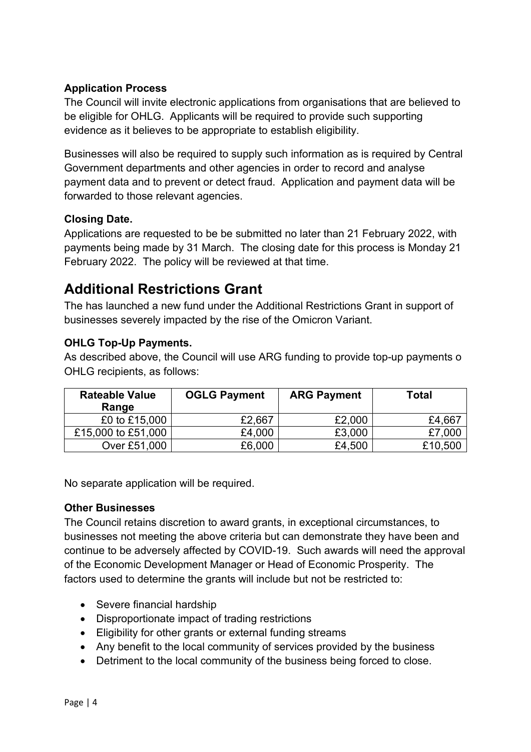### Application Process

The Council will invite electronic applications from organisations that are believed to be eligible for OHLG. Applicants will be required to provide such supporting evidence as it believes to be appropriate to establish eligibility.

Businesses will also be required to supply such information as is required by Central Government departments and other agencies in order to record and analyse payment data and to prevent or detect fraud. Application and payment data will be forwarded to those relevant agencies.

### Closing Date.

Applications are requested to be be submitted no later than 21 February 2022, with payments being made by 31 March. The closing date for this process is Monday 21 February 2022. The policy will be reviewed at that time.

## Additional Restrictions Grant

The has launched a new fund under the Additional Restrictions Grant in support of businesses severely impacted by the rise of the Omicron Variant.

### OHLG Top-Up Payments.

As described above, the Council will use ARG funding to provide top-up payments o OHLG recipients, as follows:

| Rateable Value Range | OGLG Payment | ARG Payment | Total |
|---|---|---|---|
| £0 to £15,000 | £2,667 | £2,000 | £4,667 |
| £15,000 to £51,000 | £4,000 | £3,000 | £7,000 |
| Over £51,000 | £6,000 | £4,500 | £10,500 |

No separate application will be required.

### Other Businesses

The Council retains discretion to award grants, in exceptional circumstances, to businesses not meeting the above criteria but can demonstrate they have been and continue to be adversely affected by COVID-19. Such awards will need the approval of the Economic Development Manager or Head of Economic Prosperity. The factors used to determine the grants will include but not be restricted to:

- Severe financial hardship
- Disproportionate impact of trading restrictions
- Eligibility for other grants or external funding streams
- Any benefit to the local community of services provided by the business
- Detriment to the local community of the business being forced to close.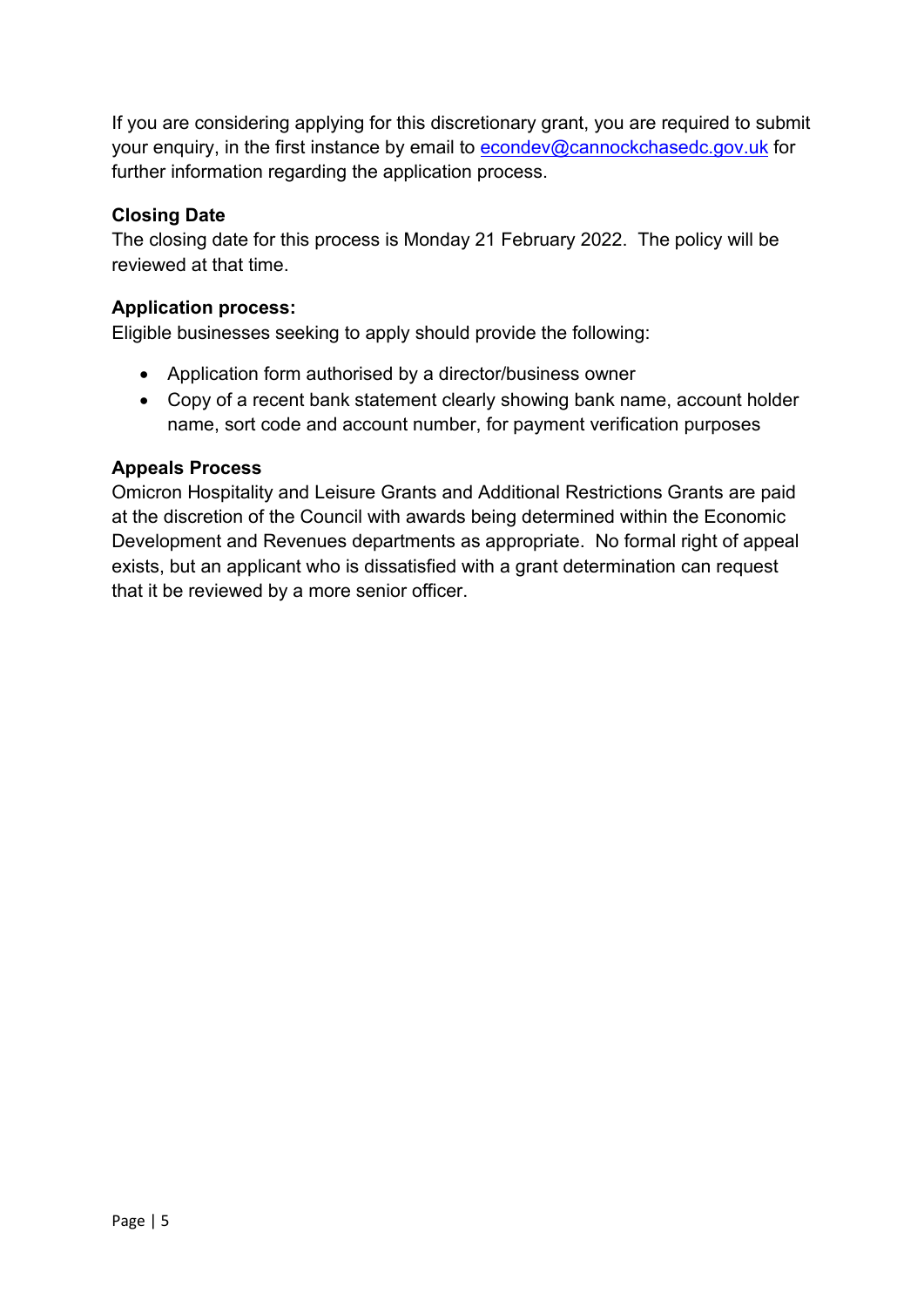If you are considering applying for this discretionary grant, you are required to submit your enquiry, in the first instance by email to econdev@cannockchasedc.gov.uk for further information regarding the application process.

**Closing Date**
The closing date for this process is Monday 21 February 2022. The policy will be reviewed at that time.

**Application process:**
Eligible businesses seeking to apply should provide the following:

- Application form authorised by a director/business owner
- Copy of a recent bank statement clearly showing bank name, account holder name, sort code and account number, for payment verification purposes

**Appeals Process**
Omicron Hospitality and Leisure Grants and Additional Restrictions Grants are paid at the discretion of the Council with awards being determined within the Economic Development and Revenues departments as appropriate. No formal right of appeal exists, but an applicant who is dissatisfied with a grant determination can request that it be reviewed by a more senior officer.